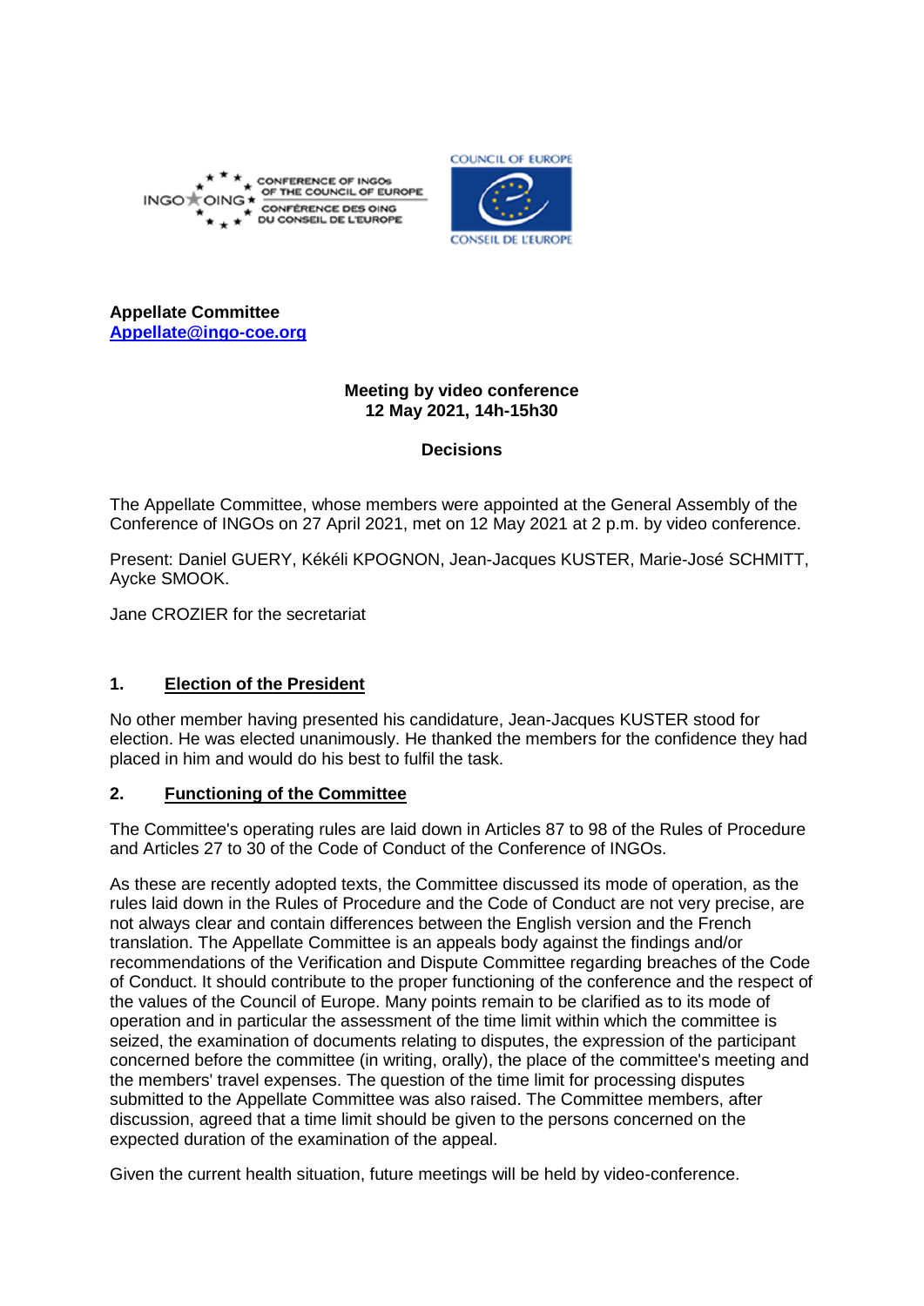**Appellate Committee**
**Appellate@ingo-coe.org**

**Meeting by video conference**
**12 May 2021, 14h-15h30**

**Decisions**

The Appellate Committee, whose members were appointed at the General Assembly of the Conference of INGOs on 27 April 2021, met on 12 May 2021 at 2 p.m. by video conference.

Present: Daniel GUERY, Kékéli KPOGNON, Jean-Jacques KUSTER, Marie-José SCHMITT, Aycke SMOOK.

Jane CROZIER for the secretariat

## 1. Election of the President

No other member having presented his candidature, Jean-Jacques KUSTER stood for election. He was elected unanimously. He thanked the members for the confidence they had placed in him and would do his best to fulfil the task.

## 2. Functioning of the Committee

The Committee's operating rules are laid down in Articles 87 to 98 of the Rules of Procedure and Articles 27 to 30 of the Code of Conduct of the Conference of INGOs.

As these are recently adopted texts, the Committee discussed its mode of operation, as the rules laid down in the Rules of Procedure and the Code of Conduct are not very precise, are not always clear and contain differences between the English version and the French translation. The Appellate Committee is an appeals body against the findings and/or recommendations of the Verification and Dispute Committee regarding breaches of the Code of Conduct. It should contribute to the proper functioning of the conference and the respect of the values of the Council of Europe. Many points remain to be clarified as to its mode of operation and in particular the assessment of the time limit within which the committee is seized, the examination of documents relating to disputes, the expression of the participant concerned before the committee (in writing, orally), the place of the committee's meeting and the members' travel expenses. The question of the time limit for processing disputes submitted to the Appellate Committee was also raised. The Committee members, after discussion, agreed that a time limit should be given to the persons concerned on the expected duration of the examination of the appeal.

Given the current health situation, future meetings will be held by video-conference.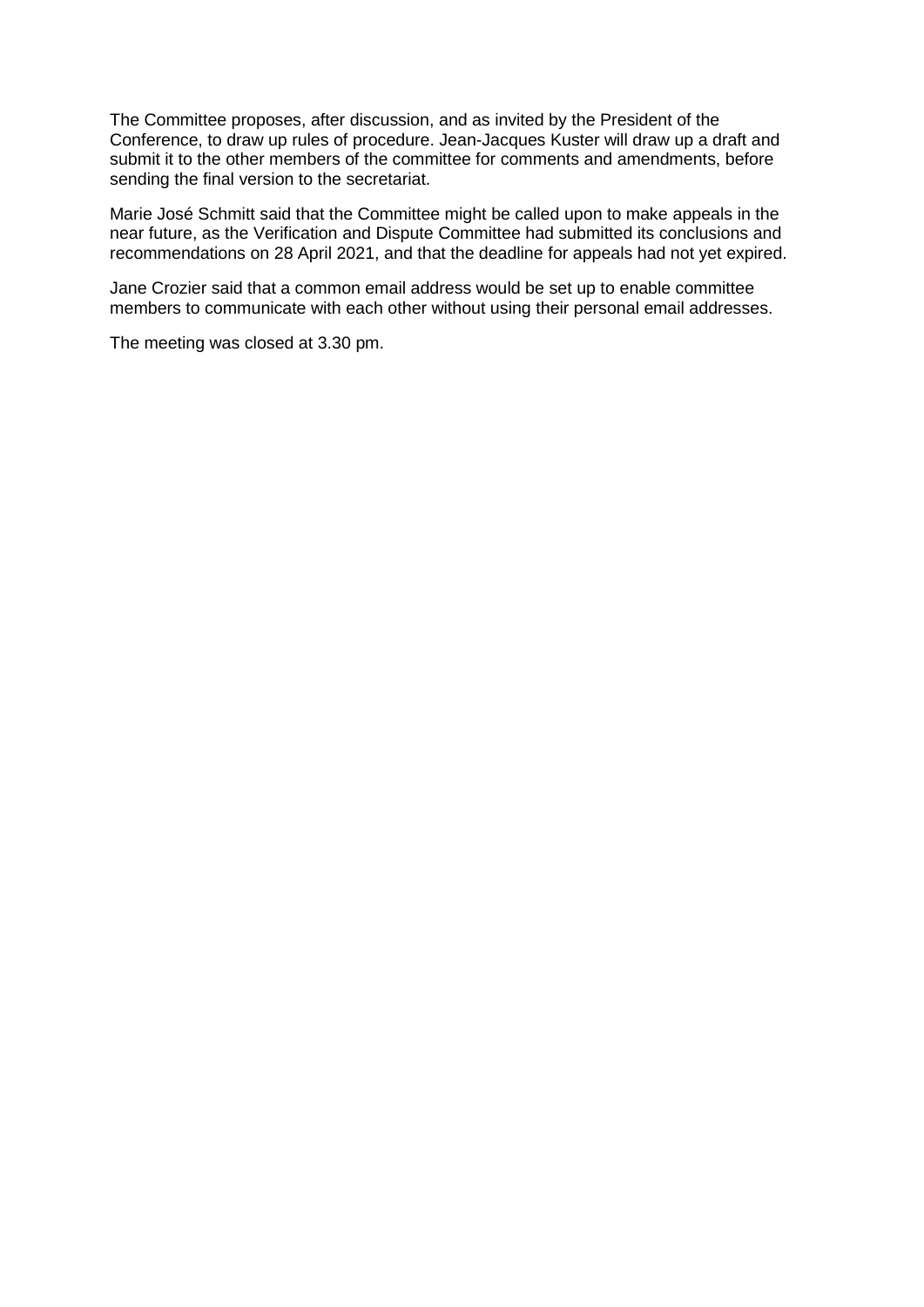The Committee proposes, after discussion, and as invited by the President of the Conference, to draw up rules of procedure. Jean-Jacques Kuster will draw up a draft and submit it to the other members of the committee for comments and amendments, before sending the final version to the secretariat.

Marie José Schmitt said that the Committee might be called upon to make appeals in the near future, as the Verification and Dispute Committee had submitted its conclusions and recommendations on 28 April 2021, and that the deadline for appeals had not yet expired.

Jane Crozier said that a common email address would be set up to enable committee members to communicate with each other without using their personal email addresses.

The meeting was closed at 3.30 pm.